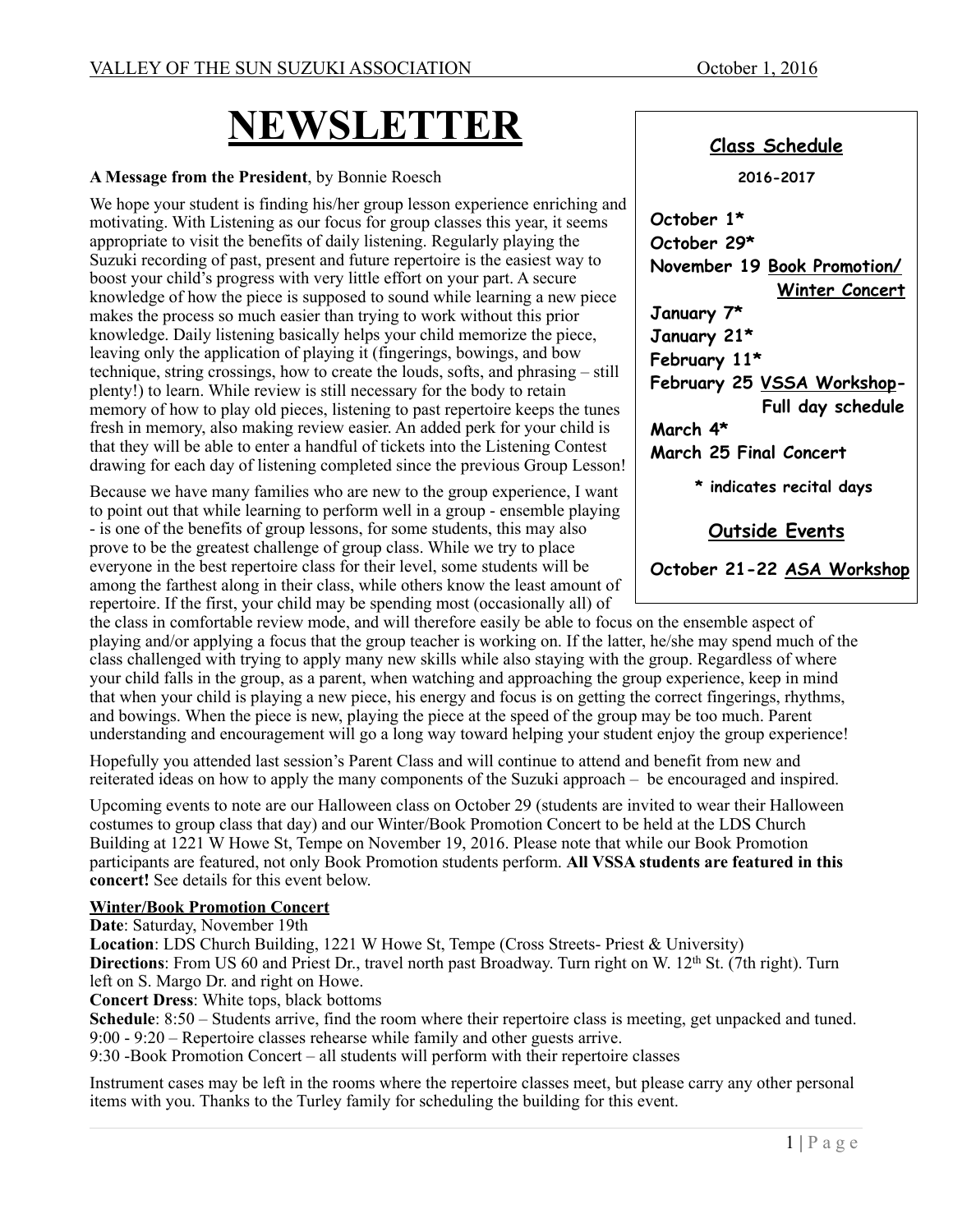VALLEY OF THE SUN SUZUKI ASSOCIATION October 1, 2016

# NEWSLETTER

**A Message from the President**, by Bonnie Roesch

We hope your student is finding his/her group lesson experience enriching and motivating. With Listening as our focus for group classes this year, it seems appropriate to visit the benefits of daily listening. Regularly playing the Suzuki recording of past, present and future repertoire is the easiest way to boost your child's progress with very little effort on your part. A secure knowledge of how the piece is supposed to sound while learning a new piece makes the process so much easier than trying to work without this prior knowledge. Daily listening basically helps your child memorize the piece, leaving only the application of playing it (fingerings, bowings, and bow technique, string crossings, how to create the louds, softs, and phrasing – still plenty!) to learn. While review is still necessary for the body to retain memory of how to play old pieces, listening to past repertoire keeps the tunes fresh in memory, also making review easier. An added perk for your child is that they will be able to enter a handful of tickets into the Listening Contest drawing for each day of listening completed since the previous Group Lesson!

Because we have many families who are new to the group experience, I want to point out that while learning to perform well in a group - ensemble playing - is one of the benefits of group lessons, for some students, this may also prove to be the greatest challenge of group class. While we try to place everyone in the best repertoire class for their level, some students will be among the farthest along in their class, while others know the least amount of repertoire. If the first, your child may be spending most (occasionally all) of the class in comfortable review mode, and will therefore easily be able to focus on the ensemble aspect of playing and/or applying a focus that the group teacher is working on. If the latter, he/she may spend much of the class challenged with trying to apply many new skills while also staying with the group. Regardless of where your child falls in the group, as a parent, when watching and approaching the group experience, keep in mind that when your child is playing a new piece, his energy and focus is on getting the correct fingerings, rhythms, and bowings. When the piece is new, playing the piece at the speed of the group may be too much. Parent understanding and encouragement will go a long way toward helping your student enjoy the group experience!

Hopefully you attended last session's Parent Class and will continue to attend and benefit from new and reiterated ideas on how to apply the many components of the Suzuki approach – be encouraged and inspired.

Upcoming events to note are our Halloween class on October 29 (students are invited to wear their Halloween costumes to group class that day) and our Winter/Book Promotion Concert to be held at the LDS Church Building at 1221 W Howe St, Tempe on November 19, 2016. Please note that while our Book Promotion participants are featured, not only Book Promotion students perform. **All VSSA students are featured in this concert!** See details for this event below.

**Class Schedule**

**2016-2017**

**October 1***
**October 29***
**November 19 Book Promotion/ Winter Concert**
**January 7***
**January 21***
**February 11***
**February 25 VSSA Workshop- Full day schedule**
**March 4***
**March 25 Final Concert**

**\* indicates recital days**

**Outside Events**

**October 21-22 ASA Workshop**

**Winter/Book Promotion Concert**

**Date**: Saturday, November 19th
**Location**: LDS Church Building, 1221 W Howe St, Tempe (Cross Streets- Priest & University)
**Directions**: From US 60 and Priest Dr., travel north past Broadway. Turn right on W. 12th St. (7th right). Turn left on S. Margo Dr. and right on Howe.
**Concert Dress**: White tops, black bottoms
**Schedule**: 8:50 – Students arrive, find the room where their repertoire class is meeting, get unpacked and tuned.
9:00 - 9:20 – Repertoire classes rehearse while family and other guests arrive.
9:30 -Book Promotion Concert – all students will perform with their repertoire classes

Instrument cases may be left in the rooms where the repertoire classes meet, but please carry any other personal items with you. Thanks to the Turley family for scheduling the building for this event.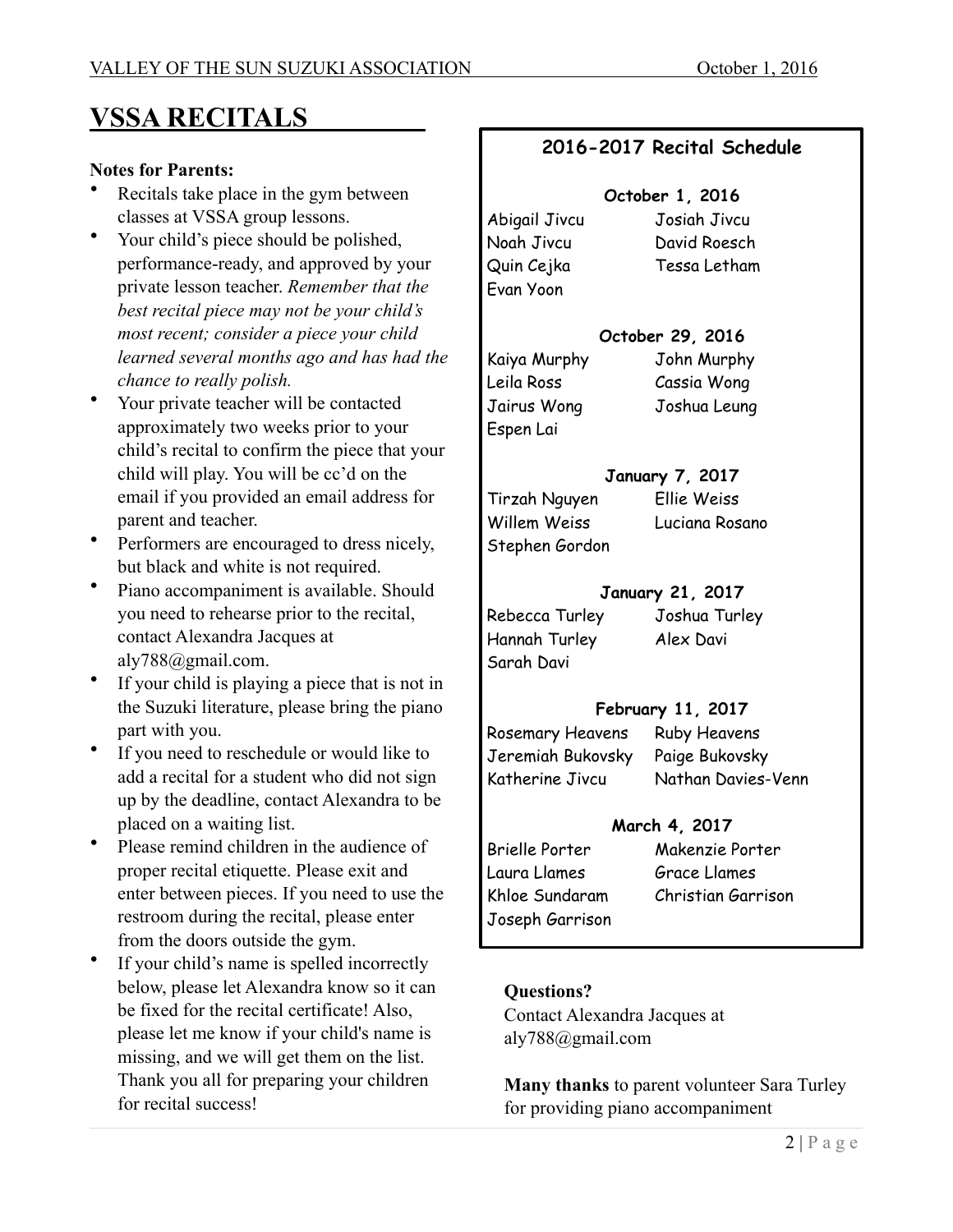# VSSA RECITALS

**Notes for Parents:**

- Recitals take place in the gym between classes at VSSA group lessons.
- Your child's piece should be polished, performance-ready, and approved by your private lesson teacher. *Remember that the best recital piece may not be your child's most recent; consider a piece your child learned several months ago and has had the chance to really polish.*
- Your private teacher will be contacted approximately two weeks prior to your child's recital to confirm the piece that your child will play. You will be cc'd on the email if you provided an email address for parent and teacher.
- Performers are encouraged to dress nicely, but black and white is not required.
- Piano accompaniment is available. Should you need to rehearse prior to the recital, contact Alexandra Jacques at aly788@gmail.com.
- If your child is playing a piece that is not in the Suzuki literature, please bring the piano part with you.
- If you need to reschedule or would like to add a recital for a student who did not sign up by the deadline, contact Alexandra to be placed on a waiting list.
- Please remind children in the audience of proper recital etiquette. Please exit and enter between pieces. If you need to use the restroom during the recital, please enter from the doors outside the gym.
- If your child's name is spelled incorrectly below, please let Alexandra know so it can be fixed for the recital certificate! Also, please let me know if your child's name is missing, and we will get them on the list. Thank you all for preparing your children for recital success!

## 2016-2017 Recital Schedule

**October 1, 2016**

| | |
|---|---|
| Abigail Jivcu | Josiah Jivcu |
| Noah Jivcu | David Roesch |
| Quin Cejka | Tessa Letham |
| Evan Yoon | |

**October 29, 2016**

| | |
|---|---|
| Kaiya Murphy | John Murphy |
| Leila Ross | Cassia Wong |
| Jairus Wong | Joshua Leung |
| Espen Lai | |

**January 7, 2017**

| | |
|---|---|
| Tirzah Nguyen | Ellie Weiss |
| Willem Weiss | Luciana Rosano |
| Stephen Gordon | |

**January 21, 2017**

| | |
|---|---|
| Rebecca Turley | Joshua Turley |
| Hannah Turley | Alex Davi |
| Sarah Davi | |

**February 11, 2017**

| | |
|---|---|
| Rosemary Heavens | Ruby Heavens |
| Jeremiah Bukovsky | Paige Bukovsky |
| Katherine Jivcu | Nathan Davies-Venn |

**March 4, 2017**

| | |
|---|---|
| Brielle Porter | Makenzie Porter |
| Laura Llames | Grace Llames |
| Khloe Sundaram | Christian Garrison |
| Joseph Garrison | |

**Questions?**
Contact Alexandra Jacques at aly788@gmail.com

**Many thanks** to parent volunteer Sara Turley for providing piano accompaniment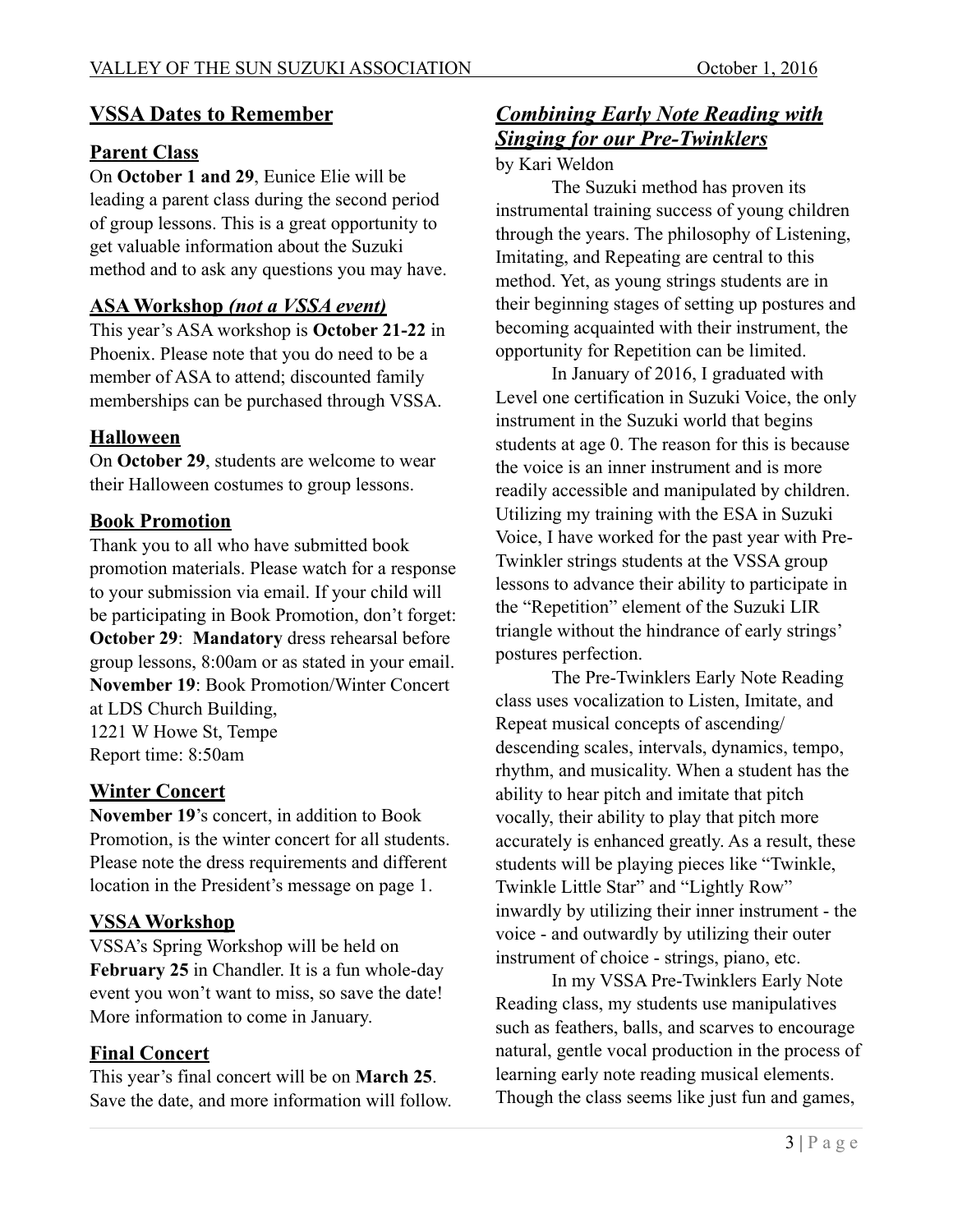## VSSA Dates to Remember

### Parent Class

On **October 1 and 29**, Eunice Elie will be leading a parent class during the second period of group lessons. This is a great opportunity to get valuable information about the Suzuki method and to ask any questions you may have.

### ASA Workshop *(not a VSSA event)*

This year's ASA workshop is **October 21-22** in Phoenix. Please note that you do need to be a member of ASA to attend; discounted family memberships can be purchased through VSSA.

### Halloween

On **October 29**, students are welcome to wear their Halloween costumes to group lessons.

### Book Promotion

Thank you to all who have submitted book promotion materials. Please watch for a response to your submission via email. If your child will be participating in Book Promotion, don't forget:
**October 29**: **Mandatory** dress rehearsal before group lessons, 8:00am or as stated in your email.
**November 19**: Book Promotion/Winter Concert at LDS Church Building,
1221 W Howe St, Tempe
Report time: 8:50am

### Winter Concert

**November 19**'s concert, in addition to Book Promotion, is the winter concert for all students. Please note the dress requirements and different location in the President's message on page 1.

### VSSA Workshop

VSSA's Spring Workshop will be held on **February 25** in Chandler. It is a fun whole-day event you won't want to miss, so save the date! More information to come in January.

### Final Concert

This year's final concert will be on **March 25**. Save the date, and more information will follow.

## *Combining Early Note Reading with Singing for our Pre-Twinklers*

by Kari Weldon

The Suzuki method has proven its instrumental training success of young children through the years. The philosophy of Listening, Imitating, and Repeating are central to this method. Yet, as young strings students are in their beginning stages of setting up postures and becoming acquainted with their instrument, the opportunity for Repetition can be limited.

In January of 2016, I graduated with Level one certification in Suzuki Voice, the only instrument in the Suzuki world that begins students at age 0. The reason for this is because the voice is an inner instrument and is more readily accessible and manipulated by children. Utilizing my training with the ESA in Suzuki Voice, I have worked for the past year with Pre-Twinkler strings students at the VSSA group lessons to advance their ability to participate in the "Repetition" element of the Suzuki LIR triangle without the hindrance of early strings' postures perfection.

The Pre-Twinklers Early Note Reading class uses vocalization to Listen, Imitate, and Repeat musical concepts of ascending/descending scales, intervals, dynamics, tempo, rhythm, and musicality. When a student has the ability to hear pitch and imitate that pitch vocally, their ability to play that pitch more accurately is enhanced greatly. As a result, these students will be playing pieces like "Twinkle, Twinkle Little Star" and "Lightly Row" inwardly by utilizing their inner instrument - the voice - and outwardly by utilizing their outer instrument of choice - strings, piano, etc.

In my VSSA Pre-Twinklers Early Note Reading class, my students use manipulatives such as feathers, balls, and scarves to encourage natural, gentle vocal production in the process of learning early note reading musical elements. Though the class seems like just fun and games,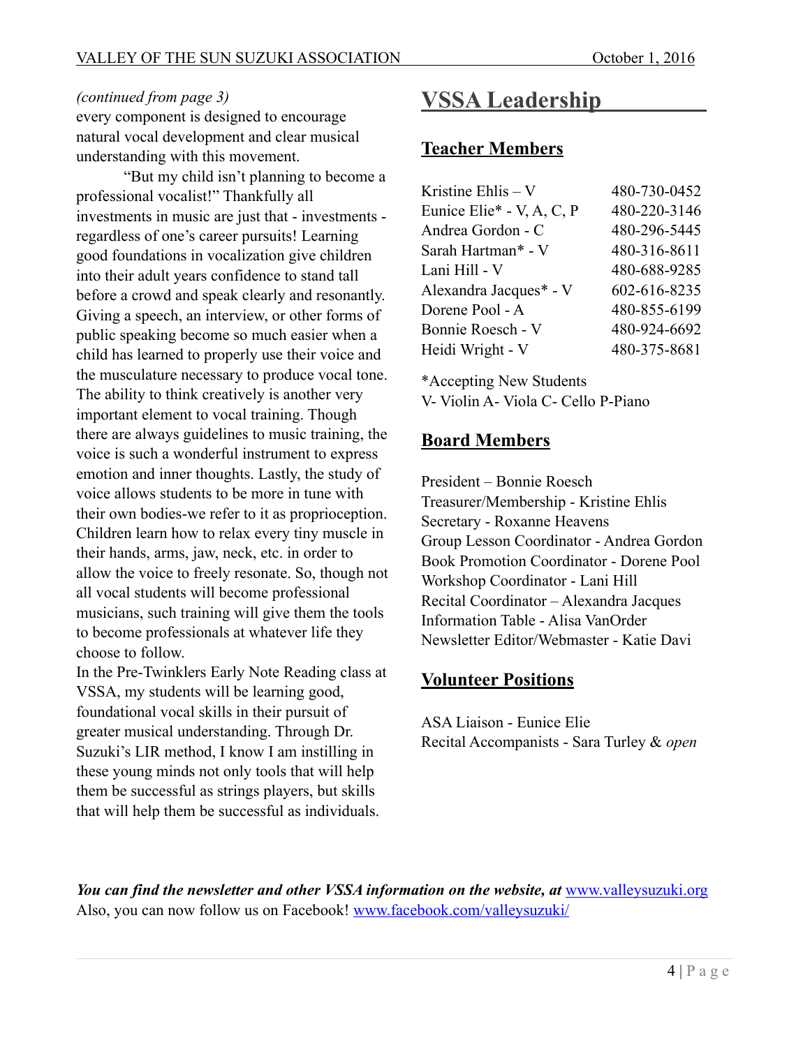*(continued from page 3)*
every component is designed to encourage natural vocal development and clear musical understanding with this movement.

"But my child isn't planning to become a professional vocalist!" Thankfully all investments in music are just that - investments - regardless of one's career pursuits! Learning good foundations in vocalization give children into their adult years confidence to stand tall before a crowd and speak clearly and resonantly. Giving a speech, an interview, or other forms of public speaking become so much easier when a child has learned to properly use their voice and the musculature necessary to produce vocal tone. The ability to think creatively is another very important element to vocal training. Though there are always guidelines to music training, the voice is such a wonderful instrument to express emotion and inner thoughts. Lastly, the study of voice allows students to be more in tune with their own bodies-we refer to it as proprioception. Children learn how to relax every tiny muscle in their hands, arms, jaw, neck, etc. in order to allow the voice to freely resonate. So, though not all vocal students will become professional musicians, such training will give them the tools to become professionals at whatever life they choose to follow.
In the Pre-Twinklers Early Note Reading class at VSSA, my students will be learning good, foundational vocal skills in their pursuit of greater musical understanding. Through Dr. Suzuki's LIR method, I know I am instilling in these young minds not only tools that will help them be successful as strings players, but skills that will help them be successful as individuals.

# VSSA Leadership

## Teacher Members

| | |
|---|---|
| Kristine Ehlis – V | 480-730-0452 |
| Eunice Elie* - V, A, C, P | 480-220-3146 |
| Andrea Gordon - C | 480-296-5445 |
| Sarah Hartman* - V | 480-316-8611 |
| Lani Hill - V | 480-688-9285 |
| Alexandra Jacques* - V | 602-616-8235 |
| Dorene Pool - A | 480-855-6199 |
| Bonnie Roesch - V | 480-924-6692 |
| Heidi Wright - V | 480-375-8681 |

*Accepting New Students
V- Violin A- Viola C- Cello P-Piano

## Board Members

President – Bonnie Roesch
Treasurer/Membership - Kristine Ehlis
Secretary - Roxanne Heavens
Group Lesson Coordinator - Andrea Gordon
Book Promotion Coordinator - Dorene Pool
Workshop Coordinator - Lani Hill
Recital Coordinator – Alexandra Jacques
Information Table - Alisa VanOrder
Newsletter Editor/Webmaster - Katie Davi

## Volunteer Positions

ASA Liaison - Eunice Elie
Recital Accompanists - Sara Turley & *open*

***You can find the newsletter and other VSSA information on the website, at*** www.valleysuzuki.org
Also, you can now follow us on Facebook! www.facebook.com/valleysuzuki/